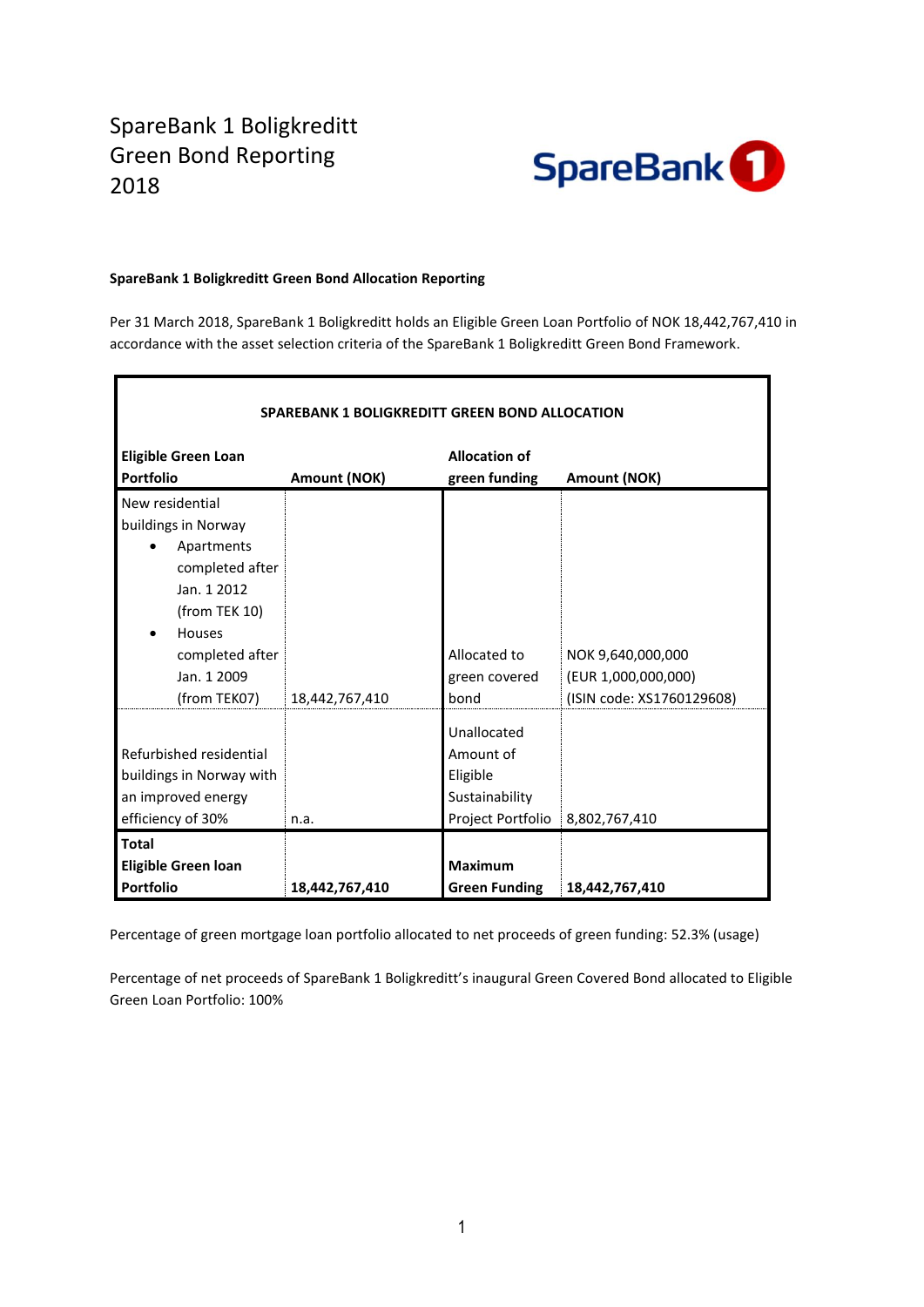# SpareBank 1 Boligkreditt Green Bond Reporting 2018

**SpareBank 1 Boligkreditt Green Bond Allocation Reporting**

Per 31 March 2018, SpareBank 1 Boligkreditt holds an Eligible Green Loan Portfolio of NOK 18,442,767,410 in accordance with the asset selection criteria of the SpareBank 1 Boligkreditt Green Bond Framework.

| SPAREBANK 1 BOLIGKREDITT GREEN BOND ALLOCATION | | | |
|---|---|---|---|
| **Eligible Green Loan Portfolio** | **Amount (NOK)** | **Allocation of green funding** | **Amount (NOK)** |
| New residential buildings in Norway<br>• Apartments completed after Jan. 1 2012 (from TEK 10)<br>• Houses completed after Jan. 1 2009 (from TEK07) | 18,442,767,410 | Allocated to green covered bond | NOK 9,640,000,000 (EUR 1,000,000,000) (ISIN code: XS1760129608) |
| Refurbished residential buildings in Norway with an improved energy efficiency of 30% | n.a. | Unallocated Amount of Eligible Sustainability Project Portfolio | 8,802,767,410 |
| **Total Eligible Green loan Portfolio** | **18,442,767,410** | **Maximum Green Funding** | **18,442,767,410** |

Percentage of green mortgage loan portfolio allocated to net proceeds of green funding: 52.3% (usage)

Percentage of net proceeds of SpareBank 1 Boligkreditt's inaugural Green Covered Bond allocated to Eligible Green Loan Portfolio: 100%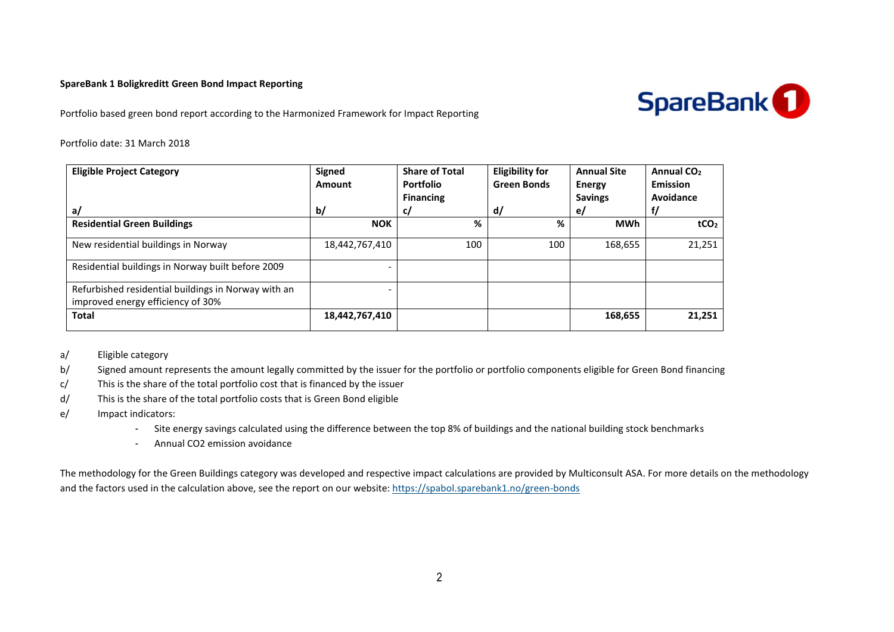**SpareBank 1 Boligkreditt Green Bond Impact Reporting**

Portfolio based green bond report according to the Harmonized Framework for Impact Reporting

Portfolio date: 31 March 2018

| Eligible Project Category<br>a/ | Signed Amount<br>b/ | Share of Total Portfolio Financing<br>c/ | Eligibility for Green Bonds<br>d/ | Annual Site Energy Savings<br>e/ | Annual $CO_2$ Emission Avoidance<br>f/ |
|---|---|---|---|---|---|
| **Residential Green Buildings** | **NOK** | **%** | **%** | **MWh** | **$tCO_2$** |
| New residential buildings in Norway | 18,442,767,410 | 100 | 100 | 168,655 | 21,251 |
| Residential buildings in Norway built before 2009 | - | | | | |
| Refurbished residential buildings in Norway with an improved energy efficiency of 30% | - | | | | |
| **Total** | **18,442,767,410** | | | **168,655** | **21,251** |

a/ Eligible category

b/ Signed amount represents the amount legally committed by the issuer for the portfolio or portfolio components eligible for Green Bond financing

c/ This is the share of the total portfolio cost that is financed by the issuer

d/ This is the share of the total portfolio costs that is Green Bond eligible

e/ Impact indicators:

- Site energy savings calculated using the difference between the top 8% of buildings and the national building stock benchmarks
- Annual CO2 emission avoidance

The methodology for the Green Buildings category was developed and respective impact calculations are provided by Multiconsult ASA. For more details on the methodology and the factors used in the calculation above, see the report on our website: https://spabol.sparebank1.no/green-bonds